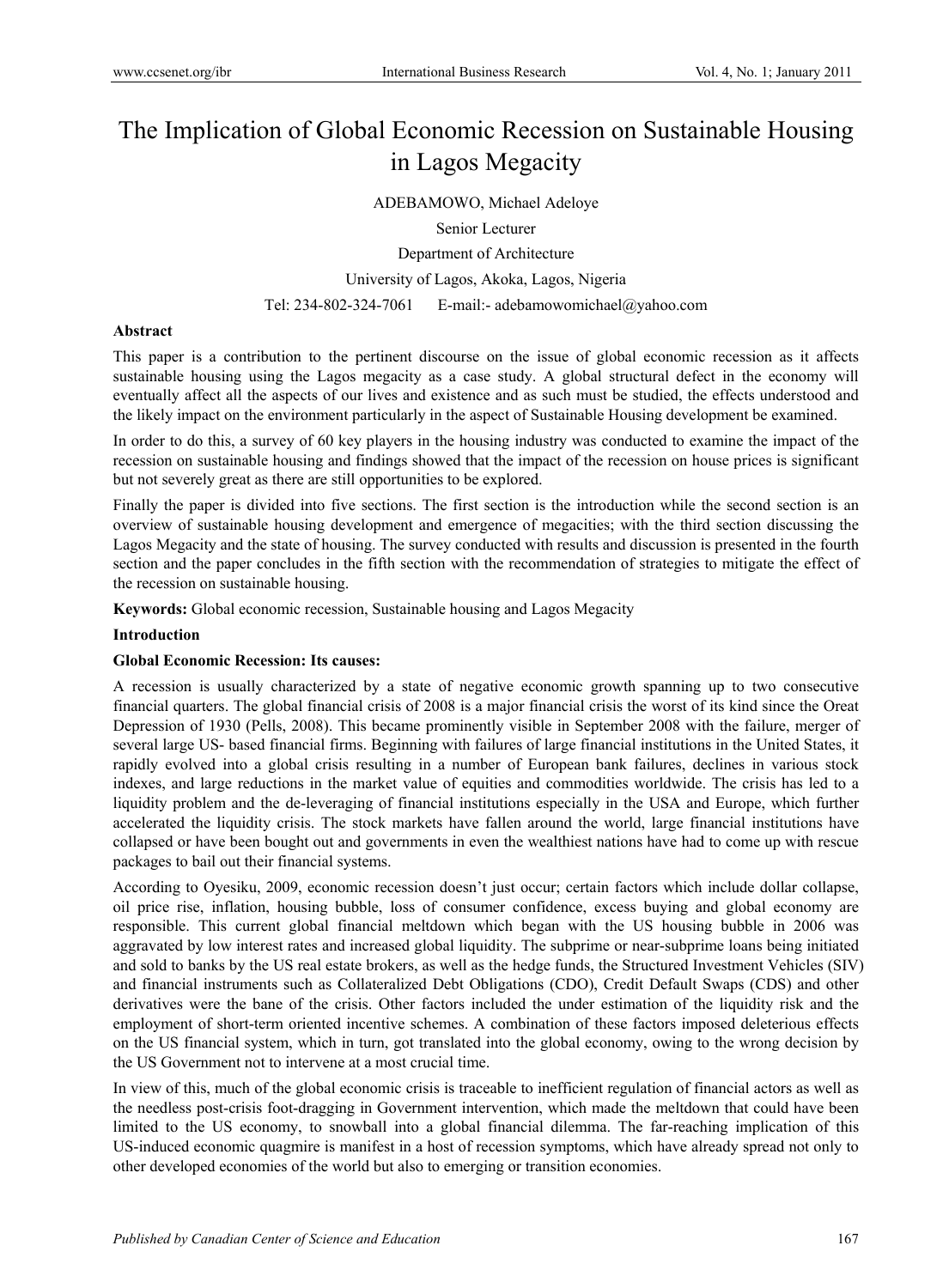# The Implication of Global Economic Recession on Sustainable Housing in Lagos Megacity

ADEBAMOWO, Michael Adeloye

Senior Lecturer

Department of Architecture

University of Lagos, Akoka, Lagos, Nigeria

Tel: 234-802-324-7061 E-mail:- adebamowomichael@yahoo.com

**Abstract**

This paper is a contribution to the pertinent discourse on the issue of global economic recession as it affects sustainable housing using the Lagos megacity as a case study. A global structural defect in the economy will eventually affect all the aspects of our lives and existence and as such must be studied, the effects understood and the likely impact on the environment particularly in the aspect of Sustainable Housing development be examined.

In order to do this, a survey of 60 key players in the housing industry was conducted to examine the impact of the recession on sustainable housing and findings showed that the impact of the recession on house prices is significant but not severely great as there are still opportunities to be explored.

Finally the paper is divided into five sections. The first section is the introduction while the second section is an overview of sustainable housing development and emergence of megacities; with the third section discussing the Lagos Megacity and the state of housing. The survey conducted with results and discussion is presented in the fourth section and the paper concludes in the fifth section with the recommendation of strategies to mitigate the effect of the recession on sustainable housing.

**Keywords:** Global economic recession, Sustainable housing and Lagos Megacity

## Introduction

### Global Economic Recession: Its causes:

A recession is usually characterized by a state of negative economic growth spanning up to two consecutive financial quarters. The global financial crisis of 2008 is a major financial crisis the worst of its kind since the Oreat Depression of 1930 (Pells, 2008). This became prominently visible in September 2008 with the failure, merger of several large US- based financial firms. Beginning with failures of large financial institutions in the United States, it rapidly evolved into a global crisis resulting in a number of European bank failures, declines in various stock indexes, and large reductions in the market value of equities and commodities worldwide. The crisis has led to a liquidity problem and the de-leveraging of financial institutions especially in the USA and Europe, which further accelerated the liquidity crisis. The stock markets have fallen around the world, large financial institutions have collapsed or have been bought out and governments in even the wealthiest nations have had to come up with rescue packages to bail out their financial systems.

According to Oyesiku, 2009, economic recession doesn't just occur; certain factors which include dollar collapse, oil price rise, inflation, housing bubble, loss of consumer confidence, excess buying and global economy are responsible. This current global financial meltdown which began with the US housing bubble in 2006 was aggravated by low interest rates and increased global liquidity. The subprime or near-subprime loans being initiated and sold to banks by the US real estate brokers, as well as the hedge funds, the Structured Investment Vehicles (SIV) and financial instruments such as Collateralized Debt Obligations (CDO), Credit Default Swaps (CDS) and other derivatives were the bane of the crisis. Other factors included the under estimation of the liquidity risk and the employment of short-term oriented incentive schemes. A combination of these factors imposed deleterious effects on the US financial system, which in turn, got translated into the global economy, owing to the wrong decision by the US Government not to intervene at a most crucial time.

In view of this, much of the global economic crisis is traceable to inefficient regulation of financial actors as well as the needless post-crisis foot-dragging in Government intervention, which made the meltdown that could have been limited to the US economy, to snowball into a global financial dilemma. The far-reaching implication of this US-induced economic quagmire is manifest in a host of recession symptoms, which have already spread not only to other developed economies of the world but also to emerging or transition economies.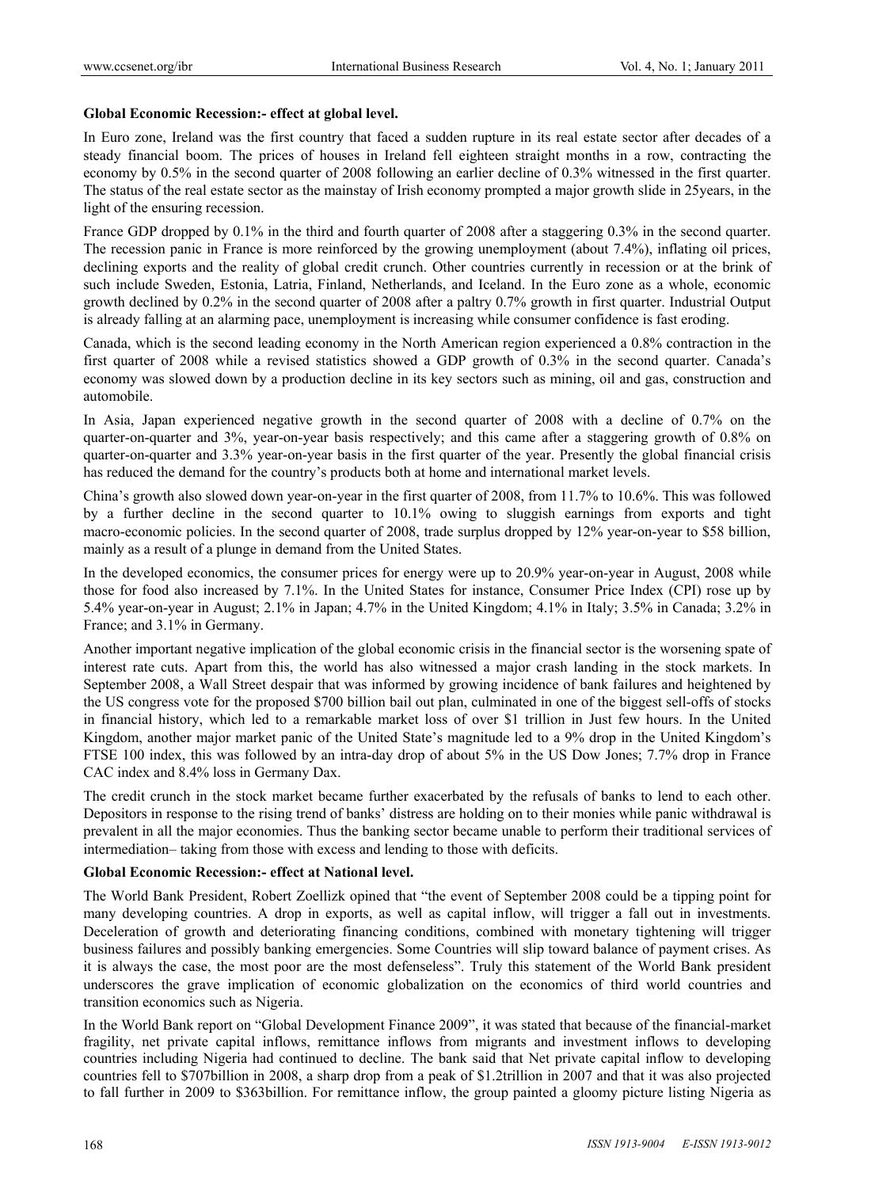**Global Economic Recession:- effect at global level.**

In Euro zone, Ireland was the first country that faced a sudden rupture in its real estate sector after decades of a steady financial boom. The prices of houses in Ireland fell eighteen straight months in a row, contracting the economy by 0.5% in the second quarter of 2008 following an earlier decline of 0.3% witnessed in the first quarter. The status of the real estate sector as the mainstay of Irish economy prompted a major growth slide in 25years, in the light of the ensuring recession.

France GDP dropped by 0.1% in the third and fourth quarter of 2008 after a staggering 0.3% in the second quarter. The recession panic in France is more reinforced by the growing unemployment (about 7.4%), inflating oil prices, declining exports and the reality of global credit crunch. Other countries currently in recession or at the brink of such include Sweden, Estonia, Latria, Finland, Netherlands, and Iceland. In the Euro zone as a whole, economic growth declined by 0.2% in the second quarter of 2008 after a paltry 0.7% growth in first quarter. Industrial Output is already falling at an alarming pace, unemployment is increasing while consumer confidence is fast eroding.

Canada, which is the second leading economy in the North American region experienced a 0.8% contraction in the first quarter of 2008 while a revised statistics showed a GDP growth of 0.3% in the second quarter. Canada's economy was slowed down by a production decline in its key sectors such as mining, oil and gas, construction and automobile.

In Asia, Japan experienced negative growth in the second quarter of 2008 with a decline of 0.7% on the quarter-on-quarter and 3%, year-on-year basis respectively; and this came after a staggering growth of 0.8% on quarter-on-quarter and 3.3% year-on-year basis in the first quarter of the year. Presently the global financial crisis has reduced the demand for the country's products both at home and international market levels.

China's growth also slowed down year-on-year in the first quarter of 2008, from 11.7% to 10.6%. This was followed by a further decline in the second quarter to 10.1% owing to sluggish earnings from exports and tight macro-economic policies. In the second quarter of 2008, trade surplus dropped by 12% year-on-year to $58 billion, mainly as a result of a plunge in demand from the United States.

In the developed economics, the consumer prices for energy were up to 20.9% year-on-year in August, 2008 while those for food also increased by 7.1%. In the United States for instance, Consumer Price Index (CPI) rose up by 5.4% year-on-year in August; 2.1% in Japan; 4.7% in the United Kingdom; 4.1% in Italy; 3.5% in Canada; 3.2% in France; and 3.1% in Germany.

Another important negative implication of the global economic crisis in the financial sector is the worsening spate of interest rate cuts. Apart from this, the world has also witnessed a major crash landing in the stock markets. In September 2008, a Wall Street despair that was informed by growing incidence of bank failures and heightened by the US congress vote for the proposed $700 billion bail out plan, culminated in one of the biggest sell-offs of stocks in financial history, which led to a remarkable market loss of over $1 trillion in Just few hours. In the United Kingdom, another major market panic of the United State's magnitude led to a 9% drop in the United Kingdom's FTSE 100 index, this was followed by an intra-day drop of about 5% in the US Dow Jones; 7.7% drop in France CAC index and 8.4% loss in Germany Dax.

The credit crunch in the stock market became further exacerbated by the refusals of banks to lend to each other. Depositors in response to the rising trend of banks' distress are holding on to their monies while panic withdrawal is prevalent in all the major economies. Thus the banking sector became unable to perform their traditional services of intermediation– taking from those with excess and lending to those with deficits.

**Global Economic Recession:- effect at National level.**

The World Bank President, Robert Zoellizk opined that "the event of September 2008 could be a tipping point for many developing countries. A drop in exports, as well as capital inflow, will trigger a fall out in investments. Deceleration of growth and deteriorating financing conditions, combined with monetary tightening will trigger business failures and possibly banking emergencies. Some Countries will slip toward balance of payment crises. As it is always the case, the most poor are the most defenseless". Truly this statement of the World Bank president underscores the grave implication of economic globalization on the economics of third world countries and transition economics such as Nigeria.

In the World Bank report on "Global Development Finance 2009", it was stated that because of the financial-market fragility, net private capital inflows, remittance inflows from migrants and investment inflows to developing countries including Nigeria had continued to decline. The bank said that Net private capital inflow to developing countries fell to $707billion in 2008, a sharp drop from a peak of $1.2trillion in 2007 and that it was also projected to fall further in 2009 to $363billion. For remittance inflow, the group painted a gloomy picture listing Nigeria as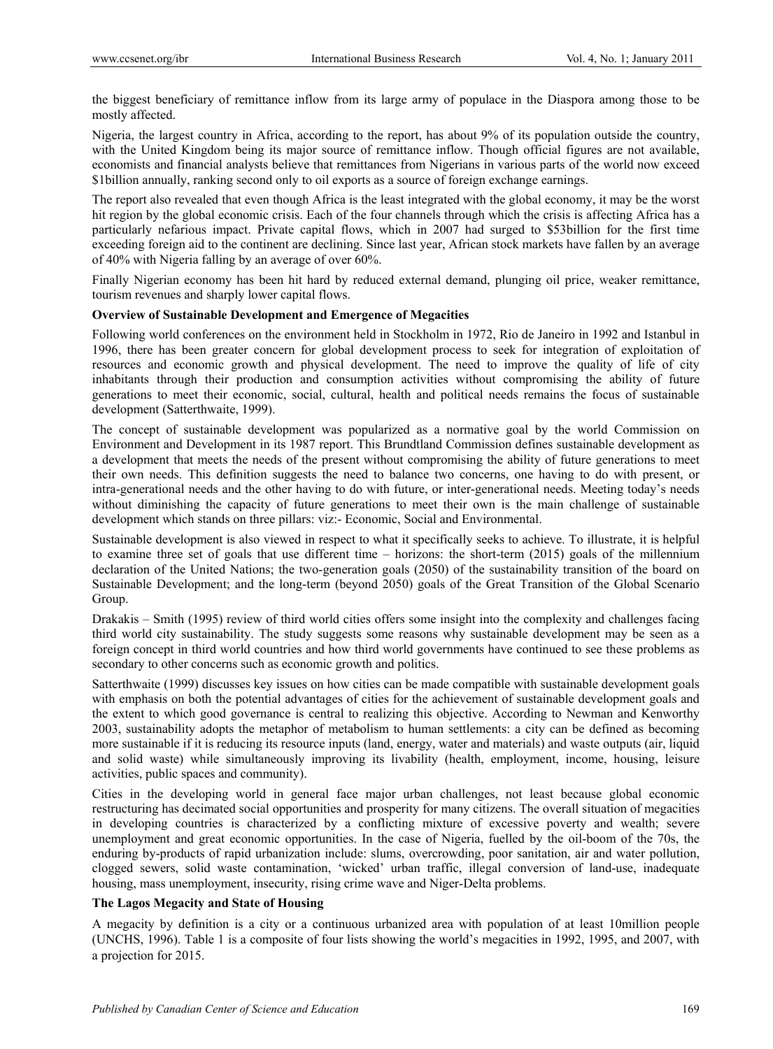the biggest beneficiary of remittance inflow from its large army of populace in the Diaspora among those to be mostly affected.

Nigeria, the largest country in Africa, according to the report, has about 9% of its population outside the country, with the United Kingdom being its major source of remittance inflow. Though official figures are not available, economists and financial analysts believe that remittances from Nigerians in various parts of the world now exceed $1billion annually, ranking second only to oil exports as a source of foreign exchange earnings.

The report also revealed that even though Africa is the least integrated with the global economy, it may be the worst hit region by the global economic crisis. Each of the four channels through which the crisis is affecting Africa has a particularly nefarious impact. Private capital flows, which in 2007 had surged to $53billion for the first time exceeding foreign aid to the continent are declining. Since last year, African stock markets have fallen by an average of 40% with Nigeria falling by an average of over 60%.

Finally Nigerian economy has been hit hard by reduced external demand, plunging oil price, weaker remittance, tourism revenues and sharply lower capital flows.

**Overview of Sustainable Development and Emergence of Megacities**

Following world conferences on the environment held in Stockholm in 1972, Rio de Janeiro in 1992 and Istanbul in 1996, there has been greater concern for global development process to seek for integration of exploitation of resources and economic growth and physical development. The need to improve the quality of life of city inhabitants through their production and consumption activities without compromising the ability of future generations to meet their economic, social, cultural, health and political needs remains the focus of sustainable development (Satterthwaite, 1999).

The concept of sustainable development was popularized as a normative goal by the world Commission on Environment and Development in its 1987 report. This Brundtland Commission defines sustainable development as a development that meets the needs of the present without compromising the ability of future generations to meet their own needs. This definition suggests the need to balance two concerns, one having to do with present, or intra-generational needs and the other having to do with future, or inter-generational needs. Meeting today's needs without diminishing the capacity of future generations to meet their own is the main challenge of sustainable development which stands on three pillars: viz:- Economic, Social and Environmental.

Sustainable development is also viewed in respect to what it specifically seeks to achieve. To illustrate, it is helpful to examine three set of goals that use different time – horizons: the short-term (2015) goals of the millennium declaration of the United Nations; the two-generation goals (2050) of the sustainability transition of the board on Sustainable Development; and the long-term (beyond 2050) goals of the Great Transition of the Global Scenario Group.

Drakakis – Smith (1995) review of third world cities offers some insight into the complexity and challenges facing third world city sustainability. The study suggests some reasons why sustainable development may be seen as a foreign concept in third world countries and how third world governments have continued to see these problems as secondary to other concerns such as economic growth and politics.

Satterthwaite (1999) discusses key issues on how cities can be made compatible with sustainable development goals with emphasis on both the potential advantages of cities for the achievement of sustainable development goals and the extent to which good governance is central to realizing this objective. According to Newman and Kenworthy 2003, sustainability adopts the metaphor of metabolism to human settlements: a city can be defined as becoming more sustainable if it is reducing its resource inputs (land, energy, water and materials) and waste outputs (air, liquid and solid waste) while simultaneously improving its livability (health, employment, income, housing, leisure activities, public spaces and community).

Cities in the developing world in general face major urban challenges, not least because global economic restructuring has decimated social opportunities and prosperity for many citizens. The overall situation of megacities in developing countries is characterized by a conflicting mixture of excessive poverty and wealth; severe unemployment and great economic opportunities. In the case of Nigeria, fuelled by the oil-boom of the 70s, the enduring by-products of rapid urbanization include: slums, overcrowding, poor sanitation, air and water pollution, clogged sewers, solid waste contamination, 'wicked' urban traffic, illegal conversion of land-use, inadequate housing, mass unemployment, insecurity, rising crime wave and Niger-Delta problems.

**The Lagos Megacity and State of Housing**

A megacity by definition is a city or a continuous urbanized area with population of at least 10million people (UNCHS, 1996). Table 1 is a composite of four lists showing the world's megacities in 1992, 1995, and 2007, with a projection for 2015.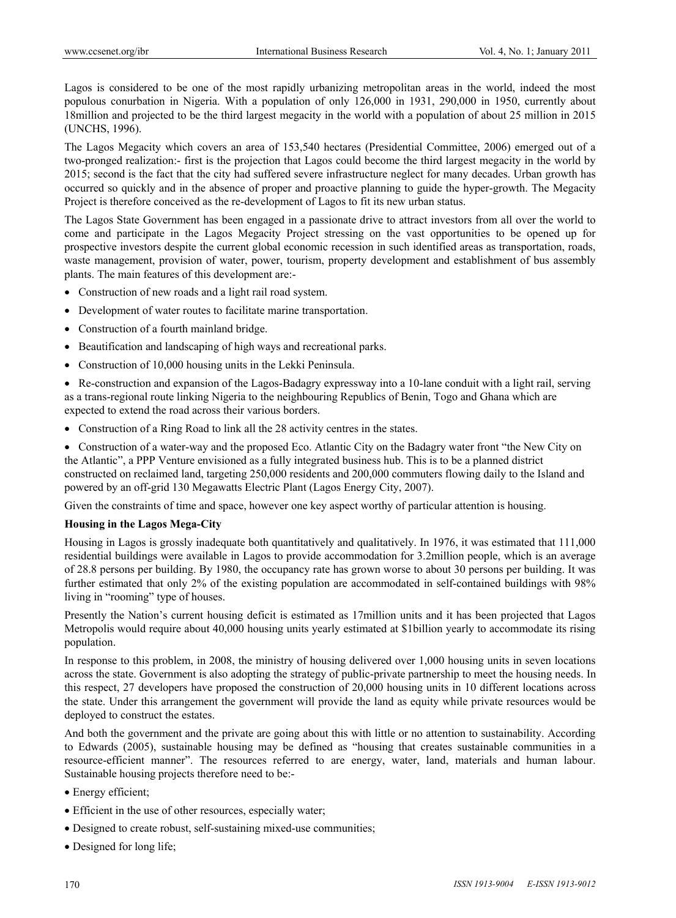Lagos is considered to be one of the most rapidly urbanizing metropolitan areas in the world, indeed the most populous conurbation in Nigeria. With a population of only 126,000 in 1931, 290,000 in 1950, currently about 18million and projected to be the third largest megacity in the world with a population of about 25 million in 2015 (UNCHS, 1996).

The Lagos Megacity which covers an area of 153,540 hectares (Presidential Committee, 2006) emerged out of a two-pronged realization:- first is the projection that Lagos could become the third largest megacity in the world by 2015; second is the fact that the city had suffered severe infrastructure neglect for many decades. Urban growth has occurred so quickly and in the absence of proper and proactive planning to guide the hyper-growth. The Megacity Project is therefore conceived as the re-development of Lagos to fit its new urban status.

The Lagos State Government has been engaged in a passionate drive to attract investors from all over the world to come and participate in the Lagos Megacity Project stressing on the vast opportunities to be opened up for prospective investors despite the current global economic recession in such identified areas as transportation, roads, waste management, provision of water, power, tourism, property development and establishment of bus assembly plants. The main features of this development are:-

- Construction of new roads and a light rail road system.
- Development of water routes to facilitate marine transportation.
- Construction of a fourth mainland bridge.
- Beautification and landscaping of high ways and recreational parks.
- Construction of 10,000 housing units in the Lekki Peninsula.
- Re-construction and expansion of the Lagos-Badagry expressway into a 10-lane conduit with a light rail, serving as a trans-regional route linking Nigeria to the neighbouring Republics of Benin, Togo and Ghana which are expected to extend the road across their various borders.
- Construction of a Ring Road to link all the 28 activity centres in the states.
- Construction of a water-way and the proposed Eco. Atlantic City on the Badagry water front "the New City on the Atlantic", a PPP Venture envisioned as a fully integrated business hub. This is to be a planned district constructed on reclaimed land, targeting 250,000 residents and 200,000 commuters flowing daily to the Island and powered by an off-grid 130 Megawatts Electric Plant (Lagos Energy City, 2007).

Given the constraints of time and space, however one key aspect worthy of particular attention is housing.

**Housing in the Lagos Mega-City**

Housing in Lagos is grossly inadequate both quantitatively and qualitatively. In 1976, it was estimated that 111,000 residential buildings were available in Lagos to provide accommodation for 3.2million people, which is an average of 28.8 persons per building. By 1980, the occupancy rate has grown worse to about 30 persons per building. It was further estimated that only 2% of the existing population are accommodated in self-contained buildings with 98% living in "rooming" type of houses.

Presently the Nation's current housing deficit is estimated as 17million units and it has been projected that Lagos Metropolis would require about 40,000 housing units yearly estimated at $1billion yearly to accommodate its rising population.

In response to this problem, in 2008, the ministry of housing delivered over 1,000 housing units in seven locations across the state. Government is also adopting the strategy of public-private partnership to meet the housing needs. In this respect, 27 developers have proposed the construction of 20,000 housing units in 10 different locations across the state. Under this arrangement the government will provide the land as equity while private resources would be deployed to construct the estates.

And both the government and the private are going about this with little or no attention to sustainability. According to Edwards (2005), sustainable housing may be defined as "housing that creates sustainable communities in a resource-efficient manner". The resources referred to are energy, water, land, materials and human labour. Sustainable housing projects therefore need to be:-

- Energy efficient;
- Efficient in the use of other resources, especially water;
- Designed to create robust, self-sustaining mixed-use communities;
- Designed for long life;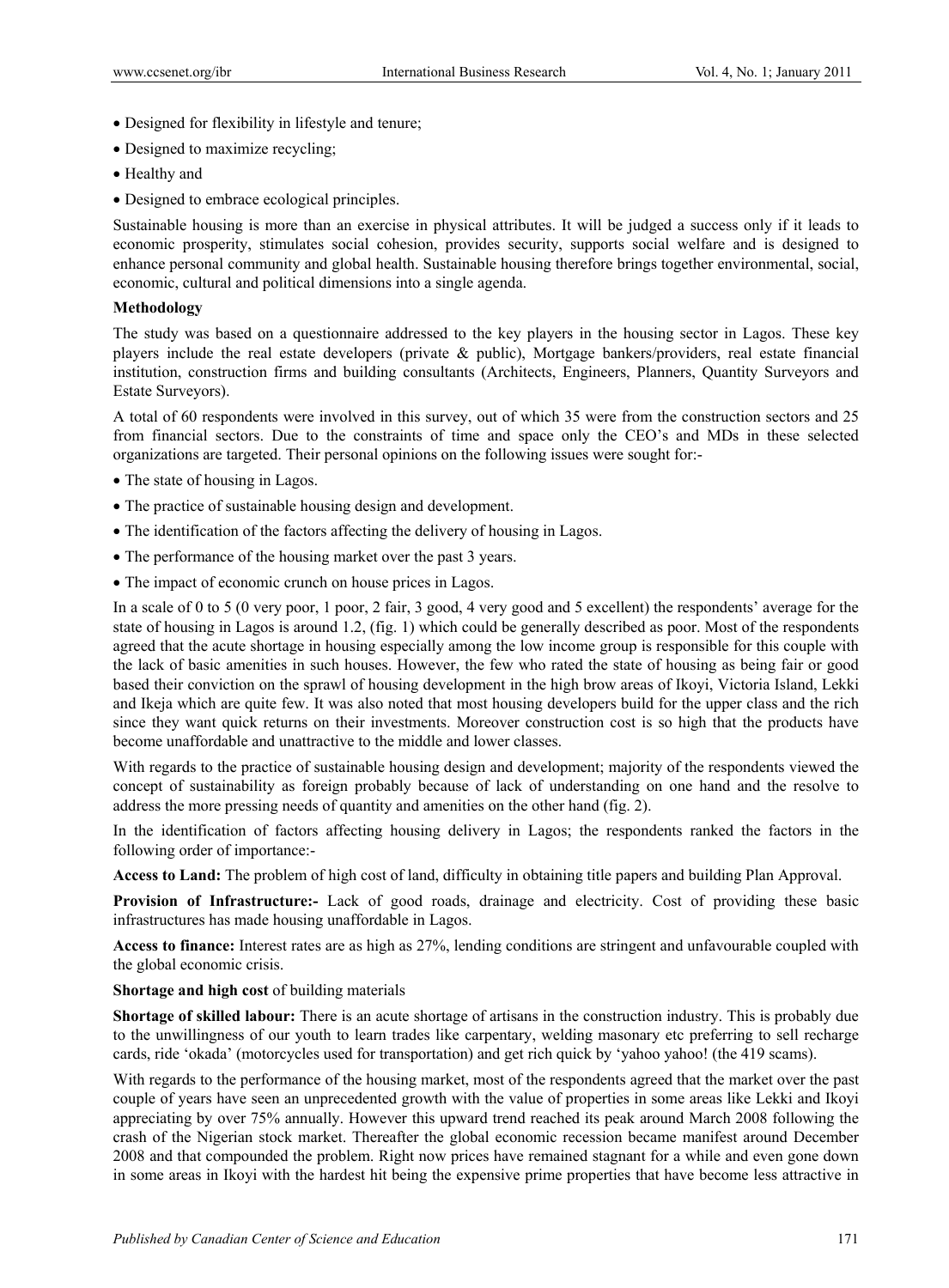- Designed for flexibility in lifestyle and tenure;
- Designed to maximize recycling;
- Healthy and
- Designed to embrace ecological principles.

Sustainable housing is more than an exercise in physical attributes. It will be judged a success only if it leads to economic prosperity, stimulates social cohesion, provides security, supports social welfare and is designed to enhance personal community and global health. Sustainable housing therefore brings together environmental, social, economic, cultural and political dimensions into a single agenda.

**Methodology**

The study was based on a questionnaire addressed to the key players in the housing sector in Lagos. These key players include the real estate developers (private & public), Mortgage bankers/providers, real estate financial institution, construction firms and building consultants (Architects, Engineers, Planners, Quantity Surveyors and Estate Surveyors).

A total of 60 respondents were involved in this survey, out of which 35 were from the construction sectors and 25 from financial sectors. Due to the constraints of time and space only the CEO's and MDs in these selected organizations are targeted. Their personal opinions on the following issues were sought for:-

- The state of housing in Lagos.
- The practice of sustainable housing design and development.
- The identification of the factors affecting the delivery of housing in Lagos.
- The performance of the housing market over the past 3 years.
- The impact of economic crunch on house prices in Lagos.

In a scale of 0 to 5 (0 very poor, 1 poor, 2 fair, 3 good, 4 very good and 5 excellent) the respondents' average for the state of housing in Lagos is around 1.2, (fig. 1) which could be generally described as poor. Most of the respondents agreed that the acute shortage in housing especially among the low income group is responsible for this couple with the lack of basic amenities in such houses. However, the few who rated the state of housing as being fair or good based their conviction on the sprawl of housing development in the high brow areas of Ikoyi, Victoria Island, Lekki and Ikeja which are quite few. It was also noted that most housing developers build for the upper class and the rich since they want quick returns on their investments. Moreover construction cost is so high that the products have become unaffordable and unattractive to the middle and lower classes.

With regards to the practice of sustainable housing design and development; majority of the respondents viewed the concept of sustainability as foreign probably because of lack of understanding on one hand and the resolve to address the more pressing needs of quantity and amenities on the other hand (fig. 2).

In the identification of factors affecting housing delivery in Lagos; the respondents ranked the factors in the following order of importance:-

**Access to Land:** The problem of high cost of land, difficulty in obtaining title papers and building Plan Approval.

**Provision of Infrastructure:-** Lack of good roads, drainage and electricity. Cost of providing these basic infrastructures has made housing unaffordable in Lagos.

**Access to finance:** Interest rates are as high as 27%, lending conditions are stringent and unfavourable coupled with the global economic crisis.

**Shortage and high cost** of building materials

**Shortage of skilled labour:** There is an acute shortage of artisans in the construction industry. This is probably due to the unwillingness of our youth to learn trades like carpentary, welding masonary etc preferring to sell recharge cards, ride 'okada' (motorcycles used for transportation) and get rich quick by 'yahoo yahoo! (the 419 scams).

With regards to the performance of the housing market, most of the respondents agreed that the market over the past couple of years have seen an unprecedented growth with the value of properties in some areas like Lekki and Ikoyi appreciating by over 75% annually. However this upward trend reached its peak around March 2008 following the crash of the Nigerian stock market. Thereafter the global economic recession became manifest around December 2008 and that compounded the problem. Right now prices have remained stagnant for a while and even gone down in some areas in Ikoyi with the hardest hit being the expensive prime properties that have become less attractive in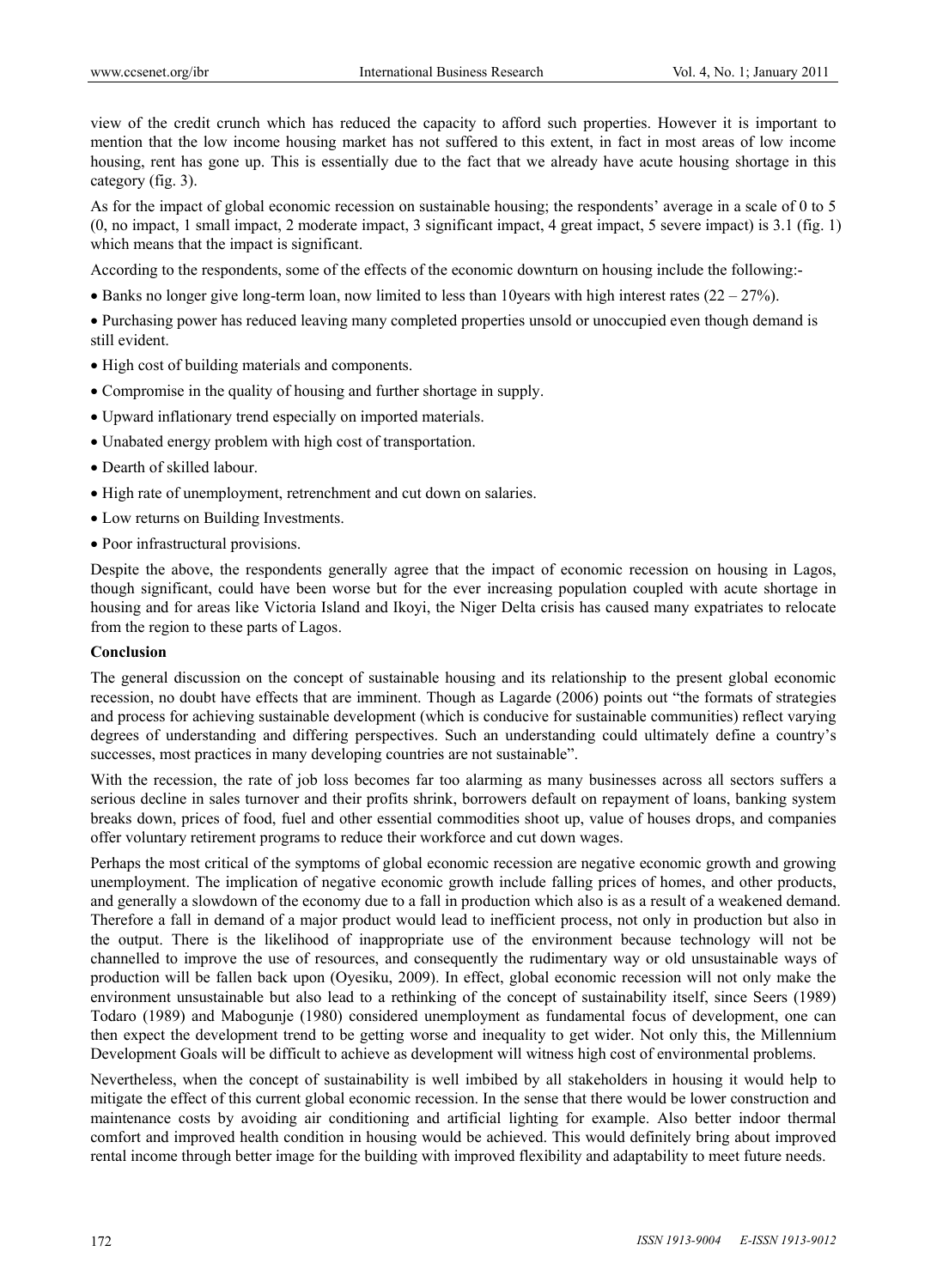view of the credit crunch which has reduced the capacity to afford such properties. However it is important to mention that the low income housing market has not suffered to this extent, in fact in most areas of low income housing, rent has gone up. This is essentially due to the fact that we already have acute housing shortage in this category (fig. 3).

As for the impact of global economic recession on sustainable housing; the respondents' average in a scale of 0 to 5 (0, no impact, 1 small impact, 2 moderate impact, 3 significant impact, 4 great impact, 5 severe impact) is 3.1 (fig. 1) which means that the impact is significant.

According to the respondents, some of the effects of the economic downturn on housing include the following:-

- Banks no longer give long-term loan, now limited to less than 10years with high interest rates (22 – 27%).
- Purchasing power has reduced leaving many completed properties unsold or unoccupied even though demand is still evident.
- High cost of building materials and components.
- Compromise in the quality of housing and further shortage in supply.
- Upward inflationary trend especially on imported materials.
- Unabated energy problem with high cost of transportation.
- Dearth of skilled labour.
- High rate of unemployment, retrenchment and cut down on salaries.
- Low returns on Building Investments.
- Poor infrastructural provisions.

Despite the above, the respondents generally agree that the impact of economic recession on housing in Lagos, though significant, could have been worse but for the ever increasing population coupled with acute shortage in housing and for areas like Victoria Island and Ikoyi, the Niger Delta crisis has caused many expatriates to relocate from the region to these parts of Lagos.

**Conclusion**

The general discussion on the concept of sustainable housing and its relationship to the present global economic recession, no doubt have effects that are imminent. Though as Lagarde (2006) points out "the formats of strategies and process for achieving sustainable development (which is conducive for sustainable communities) reflect varying degrees of understanding and differing perspectives. Such an understanding could ultimately define a country's successes, most practices in many developing countries are not sustainable".

With the recession, the rate of job loss becomes far too alarming as many businesses across all sectors suffers a serious decline in sales turnover and their profits shrink, borrowers default on repayment of loans, banking system breaks down, prices of food, fuel and other essential commodities shoot up, value of houses drops, and companies offer voluntary retirement programs to reduce their workforce and cut down wages.

Perhaps the most critical of the symptoms of global economic recession are negative economic growth and growing unemployment. The implication of negative economic growth include falling prices of homes, and other products, and generally a slowdown of the economy due to a fall in production which also is as a result of a weakened demand. Therefore a fall in demand of a major product would lead to inefficient process, not only in production but also in the output. There is the likelihood of inappropriate use of the environment because technology will not be channelled to improve the use of resources, and consequently the rudimentary way or old unsustainable ways of production will be fallen back upon (Oyesiku, 2009). In effect, global economic recession will not only make the environment unsustainable but also lead to a rethinking of the concept of sustainability itself, since Seers (1989) Todaro (1989) and Mabogunje (1980) considered unemployment as fundamental focus of development, one can then expect the development trend to be getting worse and inequality to get wider. Not only this, the Millennium Development Goals will be difficult to achieve as development will witness high cost of environmental problems.

Nevertheless, when the concept of sustainability is well imbibed by all stakeholders in housing it would help to mitigate the effect of this current global economic recession. In the sense that there would be lower construction and maintenance costs by avoiding air conditioning and artificial lighting for example. Also better indoor thermal comfort and improved health condition in housing would be achieved. This would definitely bring about improved rental income through better image for the building with improved flexibility and adaptability to meet future needs.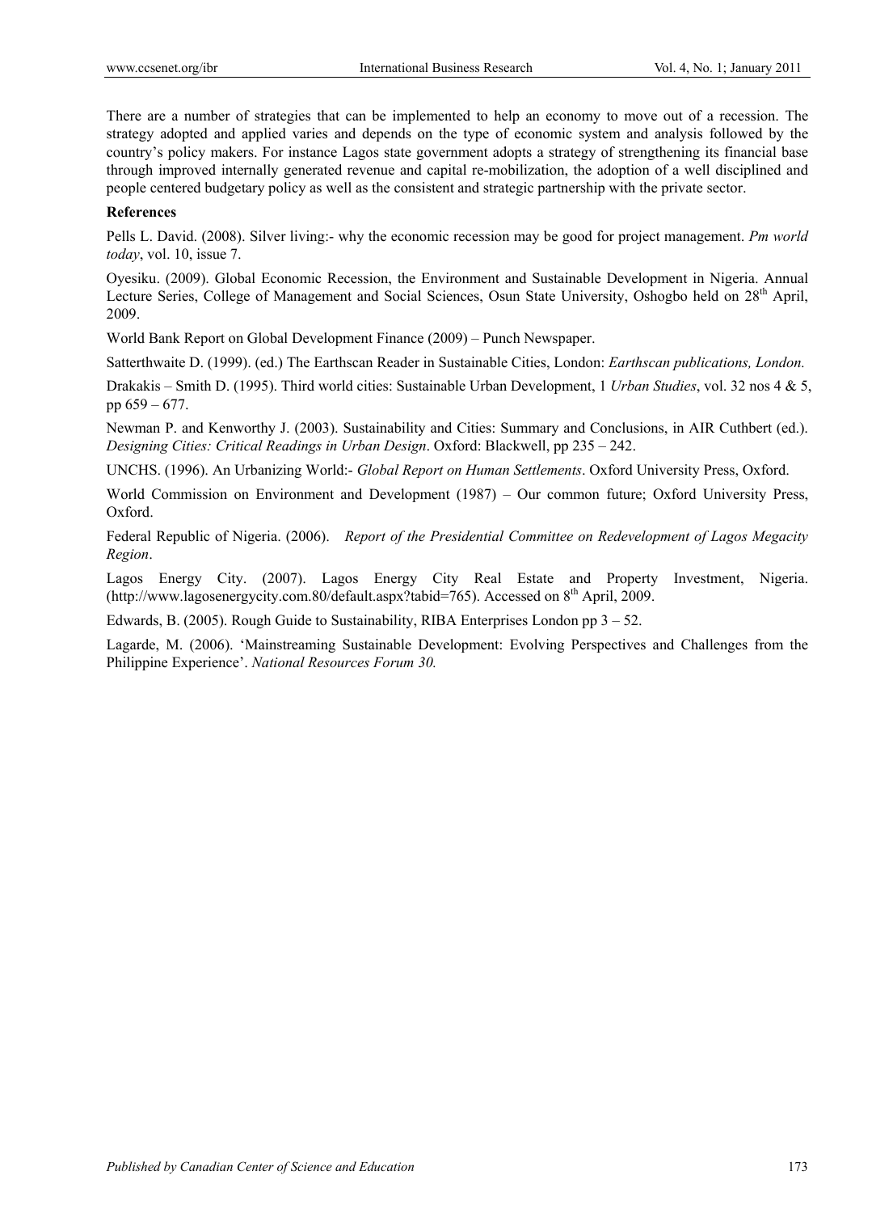There are a number of strategies that can be implemented to help an economy to move out of a recession. The strategy adopted and applied varies and depends on the type of economic system and analysis followed by the country's policy makers. For instance Lagos state government adopts a strategy of strengthening its financial base through improved internally generated revenue and capital re-mobilization, the adoption of a well disciplined and people centered budgetary policy as well as the consistent and strategic partnership with the private sector.

**References**

Pells L. David. (2008). Silver living:- why the economic recession may be good for project management. *Pm world today*, vol. 10, issue 7.

Oyesiku. (2009). Global Economic Recession, the Environment and Sustainable Development in Nigeria. Annual Lecture Series, College of Management and Social Sciences, Osun State University, Oshogbo held on 28th April, 2009.

World Bank Report on Global Development Finance (2009) – Punch Newspaper.

Satterthwaite D. (1999). (ed.) The Earthscan Reader in Sustainable Cities, London: *Earthscan publications, London.*

Drakakis – Smith D. (1995). Third world cities: Sustainable Urban Development, 1 *Urban Studies*, vol. 32 nos 4 & 5, pp 659 – 677.

Newman P. and Kenworthy J. (2003). Sustainability and Cities: Summary and Conclusions, in AIR Cuthbert (ed.). *Designing Cities: Critical Readings in Urban Design*. Oxford: Blackwell, pp 235 – 242.

UNCHS. (1996). An Urbanizing World:- *Global Report on Human Settlements*. Oxford University Press, Oxford.

World Commission on Environment and Development (1987) – Our common future; Oxford University Press, Oxford.

Federal Republic of Nigeria. (2006). *Report of the Presidential Committee on Redevelopment of Lagos Megacity Region*.

Lagos Energy City. (2007). Lagos Energy City Real Estate and Property Investment, Nigeria. (http://www.lagosenergycity.com.80/default.aspx?tabid=765). Accessed on 8th April, 2009.

Edwards, B. (2005). Rough Guide to Sustainability, RIBA Enterprises London pp 3 – 52.

Lagarde, M. (2006). 'Mainstreaming Sustainable Development: Evolving Perspectives and Challenges from the Philippine Experience'. *National Resources Forum 30.*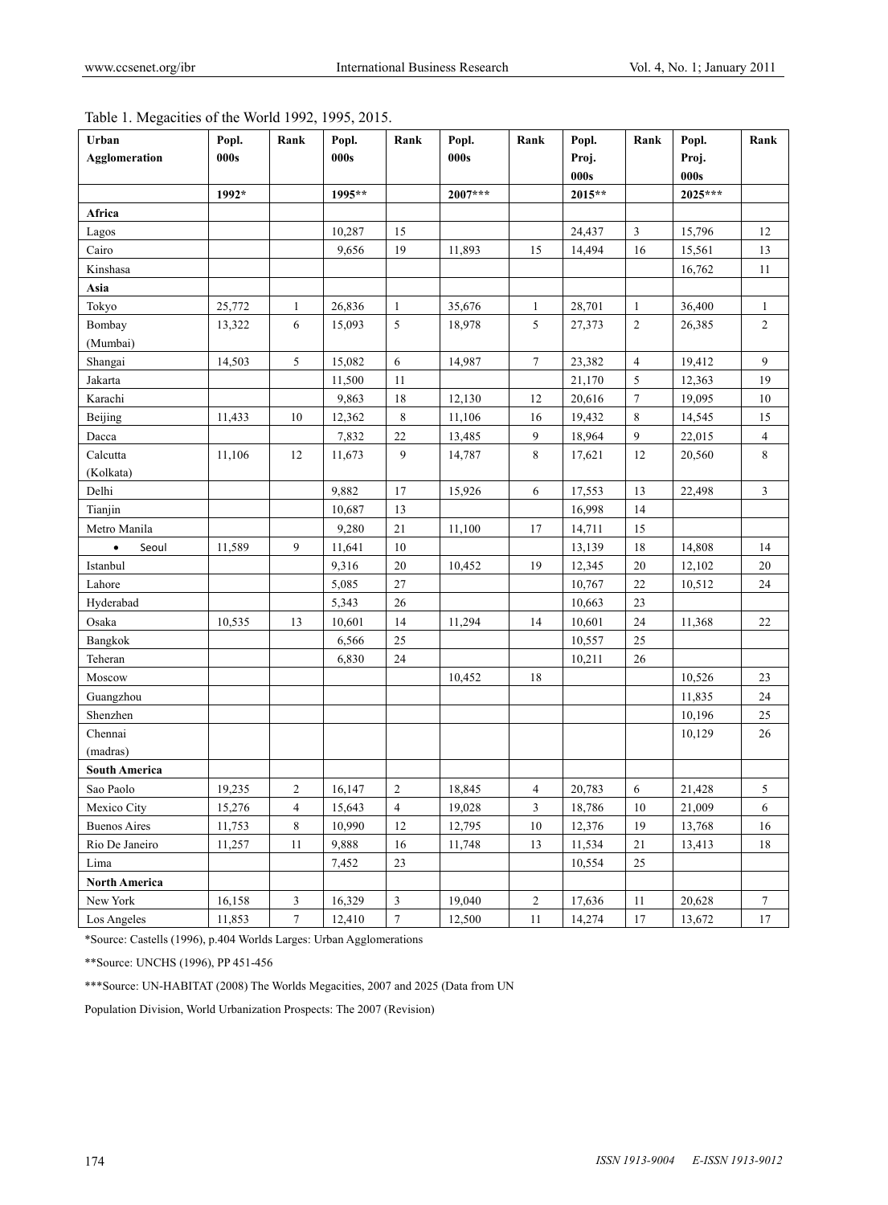Table 1. Megacities of the World 1992, 1995, 2015.

| Urban Agglomeration | Popl. 000s | Rank | Popl. 000s | Rank | Popl. 000s | Rank | Popl. Proj. 000s | Rank | Popl. Proj. 000s | Rank |
|---|---|---|---|---|---|---|---|---|---|---|
| | 1992* | | 1995** | | 2007*** | | 2015** | | 2025*** | |
| **Africa** | | | | | | | | | | |
| Lagos | | | 10,287 | 15 | | | 24,437 | 3 | 15,796 | 12 |
| Cairo | | | 9,656 | 19 | 11,893 | 15 | 14,494 | 16 | 15,561 | 13 |
| Kinshasa | | | | | | | | | 16,762 | 11 |
| **Asia** | | | | | | | | | | |
| Tokyo | 25,772 | 1 | 26,836 | 1 | 35,676 | 1 | 28,701 | 1 | 36,400 | 1 |
| Bombay (Mumbai) | 13,322 | 6 | 15,093 | 5 | 18,978 | 5 | 27,373 | 2 | 26,385 | 2 |
| Shangai | 14,503 | 5 | 15,082 | 6 | 14,987 | 7 | 23,382 | 4 | 19,412 | 9 |
| Jakarta | | | 11,500 | 11 | | | 21,170 | 5 | 12,363 | 19 |
| Karachi | | | 9,863 | 18 | 12,130 | 12 | 20,616 | 7 | 19,095 | 10 |
| Beijing | 11,433 | 10 | 12,362 | 8 | 11,106 | 16 | 19,432 | 8 | 14,545 | 15 |
| Dacca | | | 7,832 | 22 | 13,485 | 9 | 18,964 | 9 | 22,015 | 4 |
| Calcutta (Kolkata) | 11,106 | 12 | 11,673 | 9 | 14,787 | 8 | 17,621 | 12 | 20,560 | 8 |
| Delhi | | | 9,882 | 17 | 15,926 | 6 | 17,553 | 13 | 22,498 | 3 |
| Tianjin | | | 10,687 | 13 | | | 16,998 | 14 | | |
| Metro Manila | | | 9,280 | 21 | 11,100 | 17 | 14,711 | 15 | | |
| • Seoul | 11,589 | 9 | 11,641 | 10 | | | 13,139 | 18 | 14,808 | 14 |
| Istanbul | | | 9,316 | 20 | 10,452 | 19 | 12,345 | 20 | 12,102 | 20 |
| Lahore | | | 5,085 | 27 | | | 10,767 | 22 | 10,512 | 24 |
| Hyderabad | | | 5,343 | 26 | | | 10,663 | 23 | | |
| Osaka | 10,535 | 13 | 10,601 | 14 | 11,294 | 14 | 10,601 | 24 | 11,368 | 22 |
| Bangkok | | | 6,566 | 25 | | | 10,557 | 25 | | |
| Teheran | | | 6,830 | 24 | | | 10,211 | 26 | | |
| Moscow | | | | | 10,452 | 18 | | | 10,526 | 23 |
| Guangzhou | | | | | | | | | 11,835 | 24 |
| Shenzhen | | | | | | | | | 10,196 | 25 |
| Chennai (madras) | | | | | | | | | 10,129 | 26 |
| **South America** | | | | | | | | | | |
| Sao Paolo | 19,235 | 2 | 16,147 | 2 | 18,845 | 4 | 20,783 | 6 | 21,428 | 5 |
| Mexico City | 15,276 | 4 | 15,643 | 4 | 19,028 | 3 | 18,786 | 10 | 21,009 | 6 |
| Buenos Aires | 11,753 | 8 | 10,990 | 12 | 12,795 | 10 | 12,376 | 19 | 13,768 | 16 |
| Rio De Janeiro | 11,257 | 11 | 9,888 | 16 | 11,748 | 13 | 11,534 | 21 | 13,413 | 18 |
| Lima | | | 7,452 | 23 | | | 10,554 | 25 | | |
| **North America** | | | | | | | | | | |
| New York | 16,158 | 3 | 16,329 | 3 | 19,040 | 2 | 17,636 | 11 | 20,628 | 7 |
| Los Angeles | 11,853 | 7 | 12,410 | 7 | 12,500 | 11 | 14,274 | 17 | 13,672 | 17 |

*Source: Castells (1996), p.404 Worlds Larges: Urban Agglomerations

**Source: UNCHS (1996), PP 451-456

***Source: UN-HABITAT (2008) The Worlds Megacities, 2007 and 2025 (Data from UN Population Division, World Urbanization Prospects: The 2007 (Revision)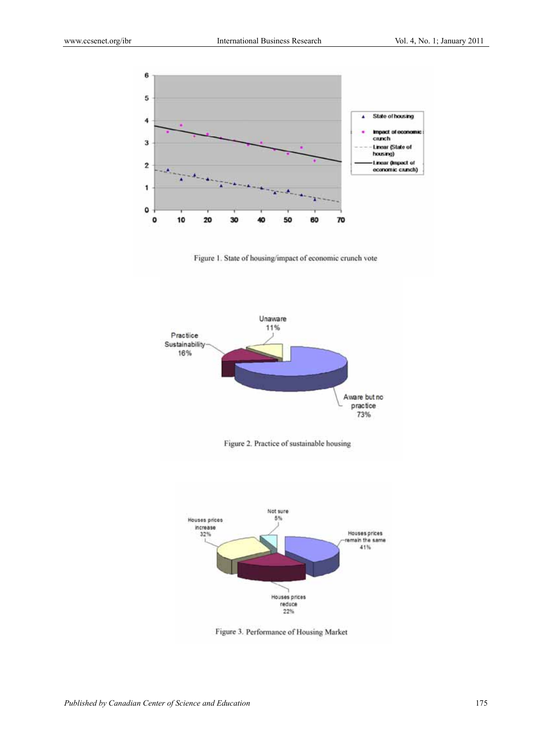6
5
4
3
2
1
0
0 10 20 30 40 50 60 70

State of housing
Impact of economic crunch
Linear (State of housing)
Linear (Impact of economic crunch)

Figure 1. State of housing/impact of economic crunch vote

Unaware 11%
Practiice Sustainability 16%
Aware but no practice 73%

Figure 2. Practice of sustainable housing

Not sure 5%
Houses prices increase 32%
Houses prices remain the same 41%
Houses prices reduce 22%

Figure 3. Performance of Housing Market